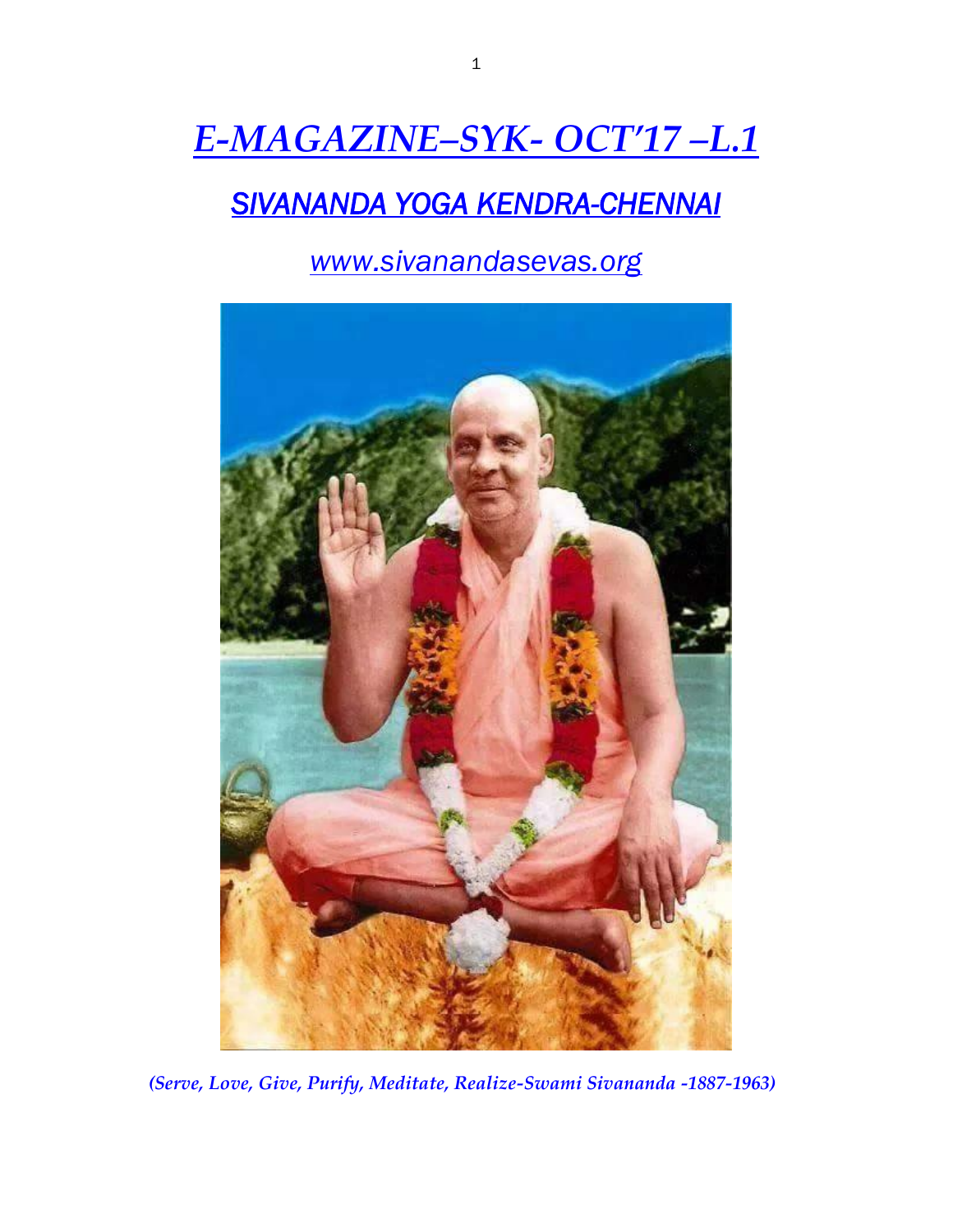# *E-MAGAZINE–SYK- OCT'17 –L.1*

## *SIVANANDA YOGA KENDRA-CHENNAI*

*www.sivanandasevas.org*

***(Serve, Love, Give, Purify, Meditate, Realize-Swami Sivananda -1887-1963)***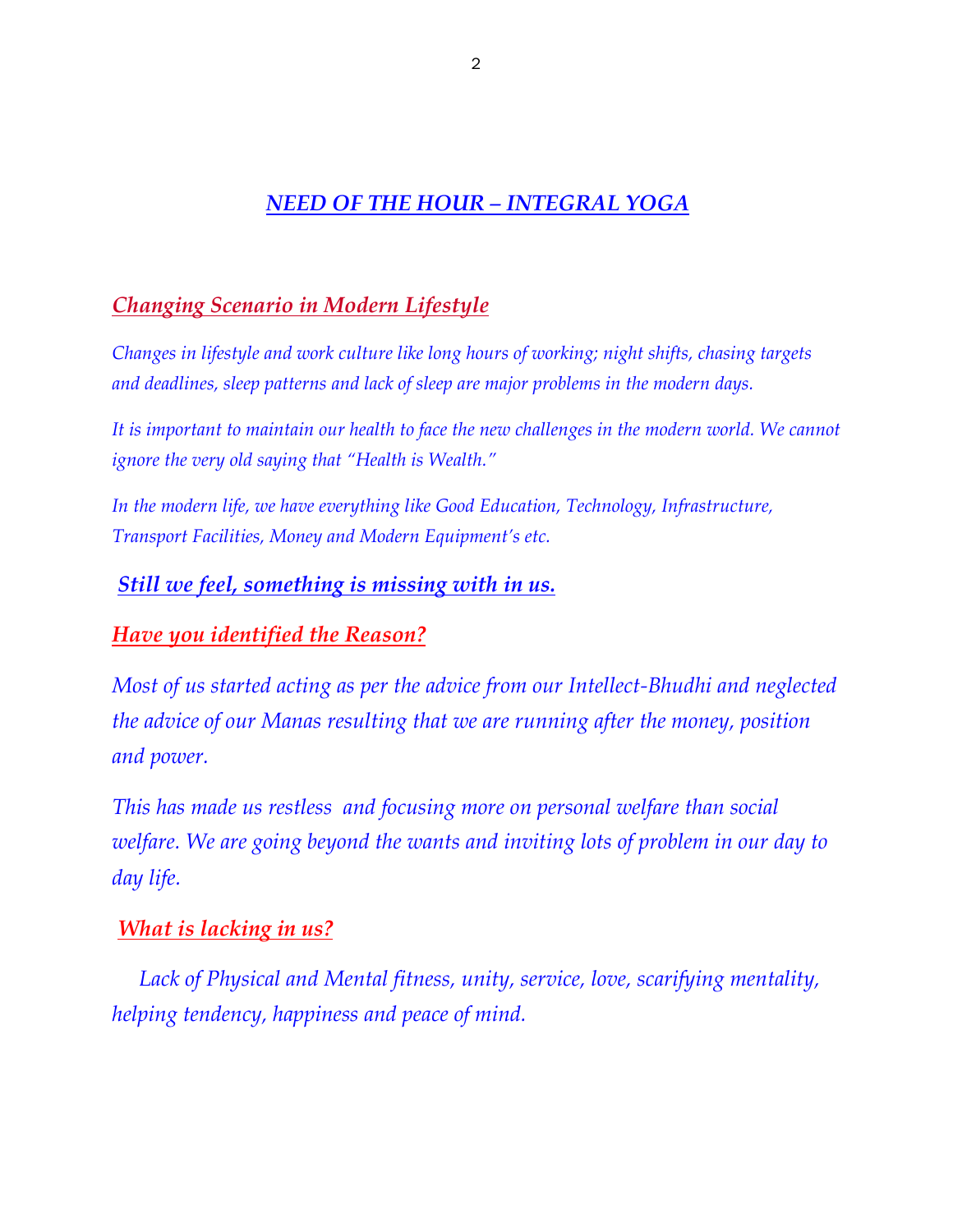# *NEED OF THE HOUR – INTEGRAL YOGA*

## *Changing Scenario in Modern Lifestyle*

*Changes in lifestyle and work culture like long hours of working; night shifts, chasing targets and deadlines, sleep patterns and lack of sleep are major problems in the modern days.*

*It is important to maintain our health to face the new challenges in the modern world. We cannot ignore the very old saying that "Health is Wealth."*

*In the modern life, we have everything like Good Education, Technology, Infrastructure, Transport Facilities, Money and Modern Equipment's etc.*

***Still we feel, something is missing with in us.***

## *Have you identified the Reason?*

*Most of us started acting as per the advice from our Intellect-Bhudhi and neglected the advice of our Manas resulting that we are running after the money, position and power.*

*This has made us restless and focusing more on personal welfare than social welfare. We are going beyond the wants and inviting lots of problem in our day to day life.*

## *What is lacking in us?*

*Lack of Physical and Mental fitness, unity, service, love, scarifying mentality, helping tendency, happiness and peace of mind.*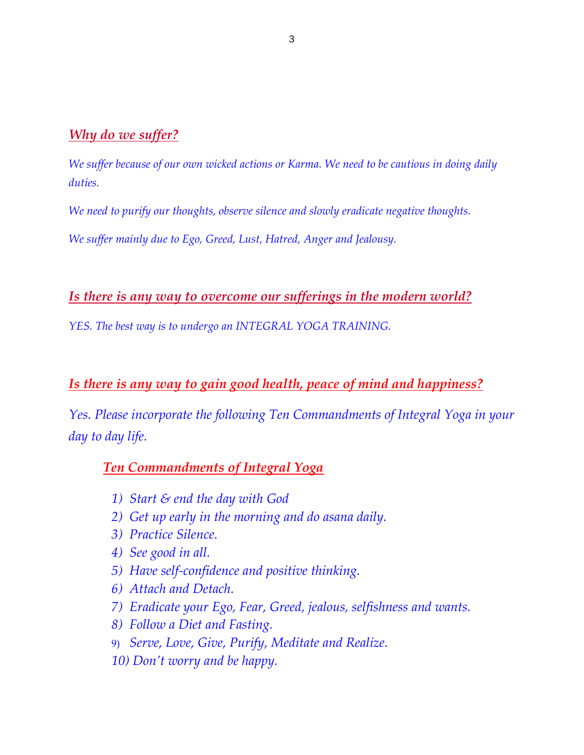## ***Why do we suffer?***

*We suffer because of our own wicked actions or Karma. We need to be cautious in doing daily duties.*

*We need to purify our thoughts, observe silence and slowly eradicate negative thoughts.*

*We suffer mainly due to Ego, Greed, Lust, Hatred, Anger and Jealousy.*

## ***Is there is any way to overcome our sufferings in the modern world?***

*YES. The best way is to undergo an INTEGRAL YOGA TRAINING.*

## ***Is there is any way to gain good health, peace of mind and happiness?***

*Yes. Please incorporate the following Ten Commandments of Integral Yoga in your day to day life.*

### ***Ten Commandments of Integral Yoga***

1) *Start & end the day with God*
2) *Get up early in the morning and do asana daily.*
3) *Practice Silence.*
4) *See good in all.*
5) *Have self-confidence and positive thinking.*
6) *Attach and Detach.*
7) *Eradicate your Ego, Fear, Greed, jealous, selfishness and wants.*
8) *Follow a Diet and Fasting.*
9) *Serve, Love, Give, Purify, Meditate and Realize.*
10) *Don't worry and be happy.*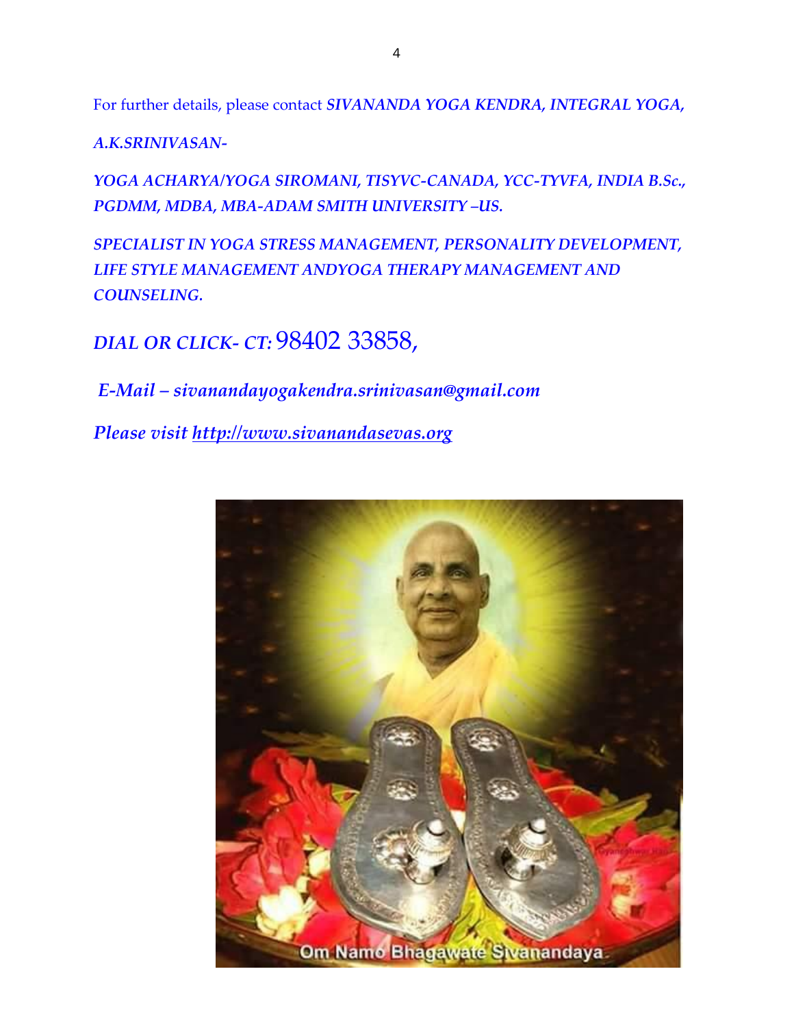For further details, please contact ***SIVANANDA YOGA KENDRA, INTEGRAL YOGA,***

***A.K.SRINIVASAN-***

***YOGA ACHARYA/YOGA SIROMANI, TISYVC-CANADA, YCC-TYVFA, INDIA B.Sc., PGDMM, MDBA, MBA-ADAM SMITH UNIVERSITY –US.***

***SPECIALIST IN YOGA STRESS MANAGEMENT, PERSONALITY DEVELOPMENT, LIFE STYLE MANAGEMENT ANDYOGA THERAPY MANAGEMENT AND COUNSELING.***

***DIAL OR CLICK- CT:*** 98402 33858,

***E-Mail – sivanandayogakendra.srinivasan@gmail.com***

***Please visit http://www.sivanandasevas.org***

Om Namo Bhagawate Sivanandaya